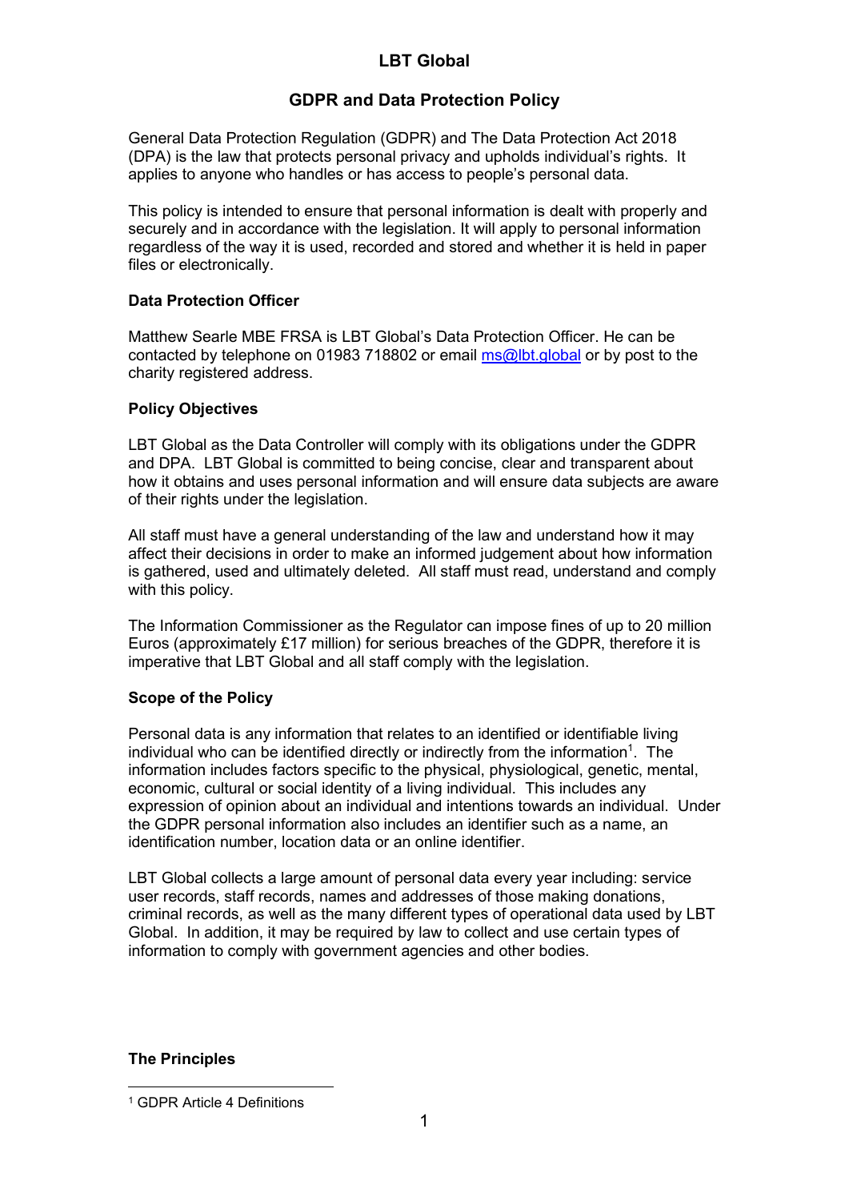# LBT Global

## GDPR and Data Protection Policy

General Data Protection Regulation (GDPR) and The Data Protection Act 2018 (DPA) is the law that protects personal privacy and upholds individual's rights. It applies to anyone who handles or has access to people's personal data.

This policy is intended to ensure that personal information is dealt with properly and securely and in accordance with the legislation. It will apply to personal information regardless of the way it is used, recorded and stored and whether it is held in paper files or electronically.

### Data Protection Officer

Matthew Searle MBE FRSA is LBT Global's Data Protection Officer. He can be contacted by telephone on 01983 718802 or email [ms@lbt.global](mailto:ms@lbt.global) or by post to the charity registered address.

### Policy Objectives

LBT Global as the Data Controller will comply with its obligations under the GDPR and DPA. LBT Global is committed to being concise, clear and transparent about how it obtains and uses personal information and will ensure data subjects are aware of their rights under the legislation.

All staff must have a general understanding of the law and understand how it may affect their decisions in order to make an informed judgement about how information is gathered, used and ultimately deleted. All staff must read, understand and comply with this policy.

The Information Commissioner as the Regulator can impose fines of up to 20 million Euros (approximately £17 million) for serious breaches of the GDPR, therefore it is imperative that LBT Global and all staff comply with the legislation.

### Scope of the Policy

Personal data is any information that relates to an identified or identifiable living individual who can be identified directly or indirectly from the information[1]. The information includes factors specific to the physical, physiological, genetic, mental, economic, cultural or social identity of a living individual. This includes any expression of opinion about an individual and intentions towards an individual. Under the GDPR personal information also includes an identifier such as a name, an identification number, location data or an online identifier.

LBT Global collects a large amount of personal data every year including: service user records, staff records, names and addresses of those making donations, criminal records, as well as the many different types of operational data used by LBT Global. In addition, it may be required by law to collect and use certain types of information to comply with government agencies and other bodies.

### The Principles

[1] GDPR Article 4 Definitions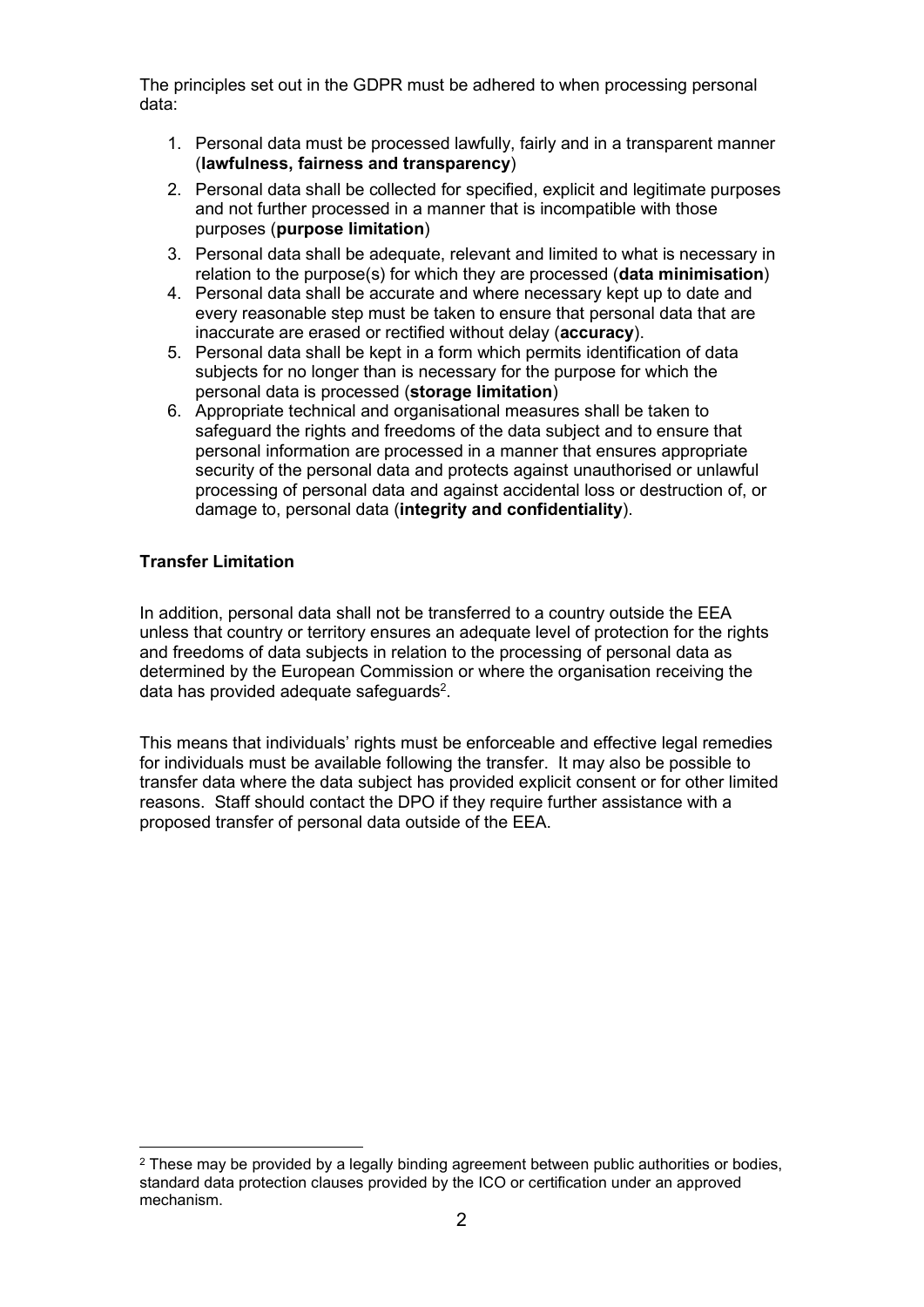The principles set out in the GDPR must be adhered to when processing personal data:

1. Personal data must be processed lawfully, fairly and in a transparent manner (**lawfulness, fairness and transparency**)
2. Personal data shall be collected for specified, explicit and legitimate purposes and not further processed in a manner that is incompatible with those purposes (**purpose limitation**)
3. Personal data shall be adequate, relevant and limited to what is necessary in relation to the purpose(s) for which they are processed (**data minimisation**)
4. Personal data shall be accurate and where necessary kept up to date and every reasonable step must be taken to ensure that personal data that are inaccurate are erased or rectified without delay (**accuracy**).
5. Personal data shall be kept in a form which permits identification of data subjects for no longer than is necessary for the purpose for which the personal data is processed (**storage limitation**)
6. Appropriate technical and organisational measures shall be taken to safeguard the rights and freedoms of the data subject and to ensure that personal information are processed in a manner that ensures appropriate security of the personal data and protects against unauthorised or unlawful processing of personal data and against accidental loss or destruction of, or damage to, personal data (**integrity and confidentiality**).

**Transfer Limitation**

In addition, personal data shall not be transferred to a country outside the EEA unless that country or territory ensures an adequate level of protection for the rights and freedoms of data subjects in relation to the processing of personal data as determined by the European Commission or where the organisation receiving the data has provided adequate safeguards[2].

This means that individuals' rights must be enforceable and effective legal remedies for individuals must be available following the transfer. It may also be possible to transfer data where the data subject has provided explicit consent or for other limited reasons. Staff should contact the DPO if they require further assistance with a proposed transfer of personal data outside of the EEA.

[2] These may be provided by a legally binding agreement between public authorities or bodies, standard data protection clauses provided by the ICO or certification under an approved mechanism.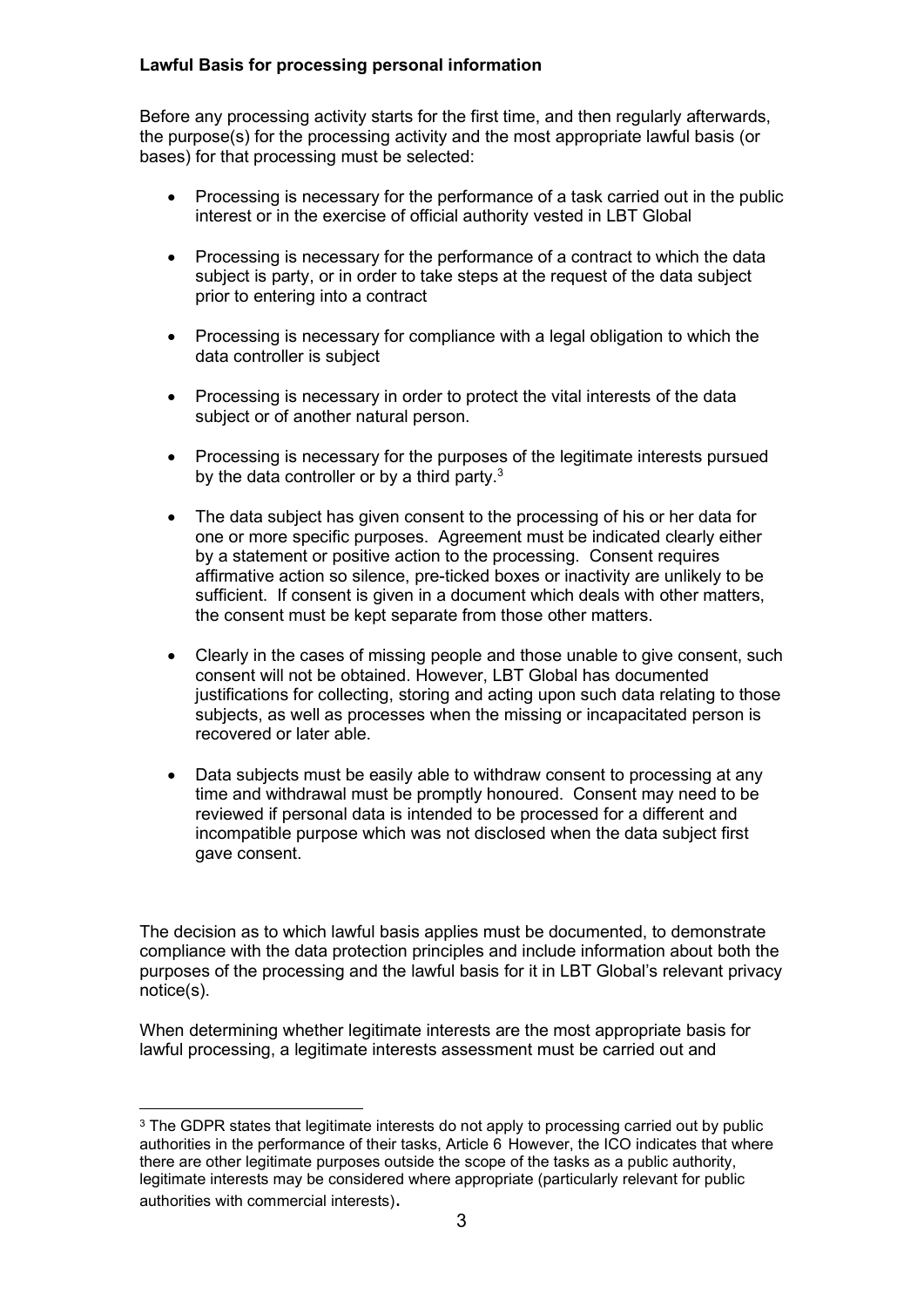**Lawful Basis for processing personal information**

Before any processing activity starts for the first time, and then regularly afterwards, the purpose(s) for the processing activity and the most appropriate lawful basis (or bases) for that processing must be selected:

- Processing is necessary for the performance of a task carried out in the public interest or in the exercise of official authority vested in LBT Global
- Processing is necessary for the performance of a contract to which the data subject is party, or in order to take steps at the request of the data subject prior to entering into a contract
- Processing is necessary for compliance with a legal obligation to which the data controller is subject
- Processing is necessary in order to protect the vital interests of the data subject or of another natural person.
- Processing is necessary for the purposes of the legitimate interests pursued by the data controller or by a third party.[3]
- The data subject has given consent to the processing of his or her data for one or more specific purposes. Agreement must be indicated clearly either by a statement or positive action to the processing. Consent requires affirmative action so silence, pre-ticked boxes or inactivity are unlikely to be sufficient. If consent is given in a document which deals with other matters, the consent must be kept separate from those other matters.
- Clearly in the cases of missing people and those unable to give consent, such consent will not be obtained. However, LBT Global has documented justifications for collecting, storing and acting upon such data relating to those subjects, as well as processes when the missing or incapacitated person is recovered or later able.
- Data subjects must be easily able to withdraw consent to processing at any time and withdrawal must be promptly honoured. Consent may need to be reviewed if personal data is intended to be processed for a different and incompatible purpose which was not disclosed when the data subject first gave consent.

The decision as to which lawful basis applies must be documented, to demonstrate compliance with the data protection principles and include information about both the purposes of the processing and the lawful basis for it in LBT Global's relevant privacy notice(s).

When determining whether legitimate interests are the most appropriate basis for lawful processing, a legitimate interests assessment must be carried out and

---

[3] The GDPR states that legitimate interests do not apply to processing carried out by public authorities in the performance of their tasks, Article 6 However, the ICO indicates that where there are other legitimate purposes outside the scope of the tasks as a public authority, legitimate interests may be considered where appropriate (particularly relevant for public authorities with commercial interests).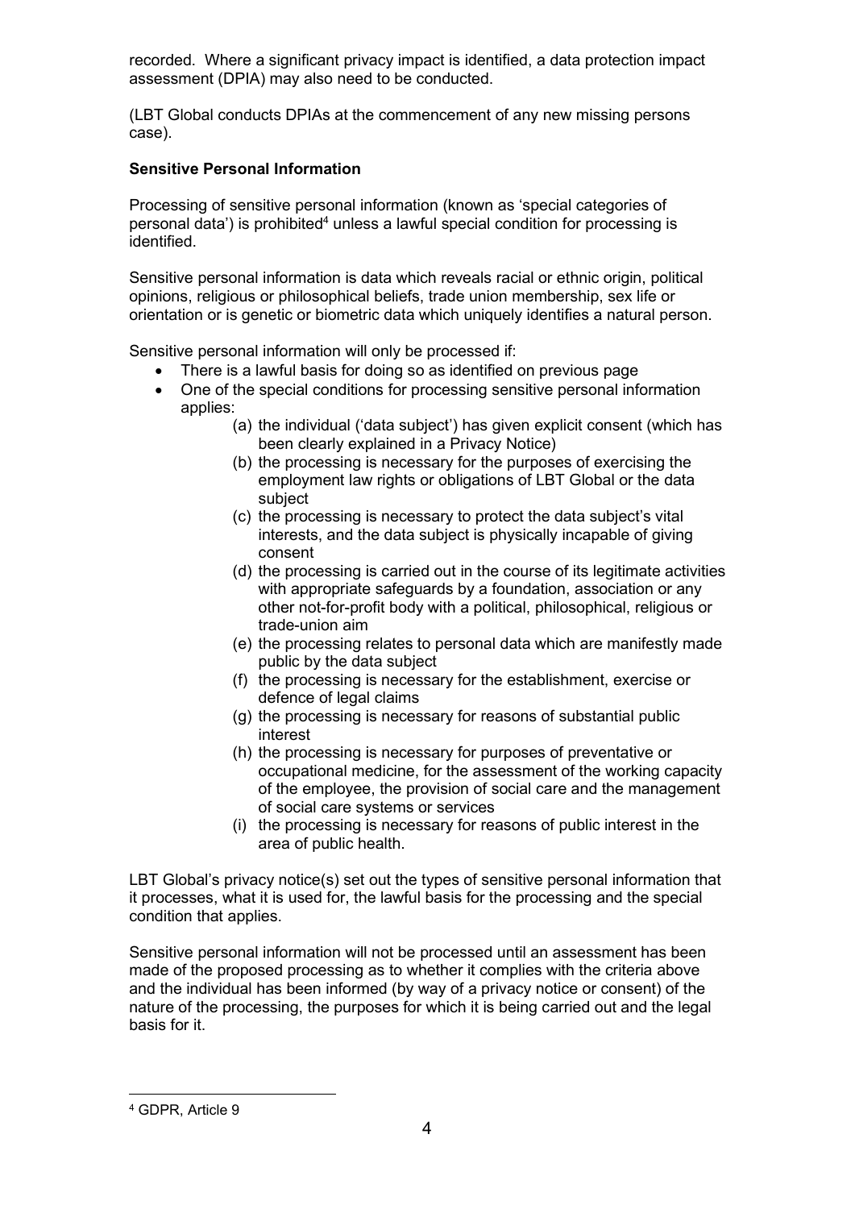recorded. Where a significant privacy impact is identified, a data protection impact assessment (DPIA) may also need to be conducted.

(LBT Global conducts DPIAs at the commencement of any new missing persons case).

**Sensitive Personal Information**

Processing of sensitive personal information (known as 'special categories of personal data') is prohibited[4] unless a lawful special condition for processing is identified.

Sensitive personal information is data which reveals racial or ethnic origin, political opinions, religious or philosophical beliefs, trade union membership, sex life or orientation or is genetic or biometric data which uniquely identifies a natural person.

Sensitive personal information will only be processed if:

- There is a lawful basis for doing so as identified on previous page
- One of the special conditions for processing sensitive personal information applies:
    - (a) the individual ('data subject') has given explicit consent (which has been clearly explained in a Privacy Notice)
    - (b) the processing is necessary for the purposes of exercising the employment law rights or obligations of LBT Global or the data subject
    - (c) the processing is necessary to protect the data subject's vital interests, and the data subject is physically incapable of giving consent
    - (d) the processing is carried out in the course of its legitimate activities with appropriate safeguards by a foundation, association or any other not-for-profit body with a political, philosophical, religious or trade-union aim
    - (e) the processing relates to personal data which are manifestly made public by the data subject
    - (f) the processing is necessary for the establishment, exercise or defence of legal claims
    - (g) the processing is necessary for reasons of substantial public interest
    - (h) the processing is necessary for purposes of preventative or occupational medicine, for the assessment of the working capacity of the employee, the provision of social care and the management of social care systems or services
    - (i) the processing is necessary for reasons of public interest in the area of public health.

LBT Global's privacy notice(s) set out the types of sensitive personal information that it processes, what it is used for, the lawful basis for the processing and the special condition that applies.

Sensitive personal information will not be processed until an assessment has been made of the proposed processing as to whether it complies with the criteria above and the individual has been informed (by way of a privacy notice or consent) of the nature of the processing, the purposes for which it is being carried out and the legal basis for it.

---

[4] GDPR, Article 9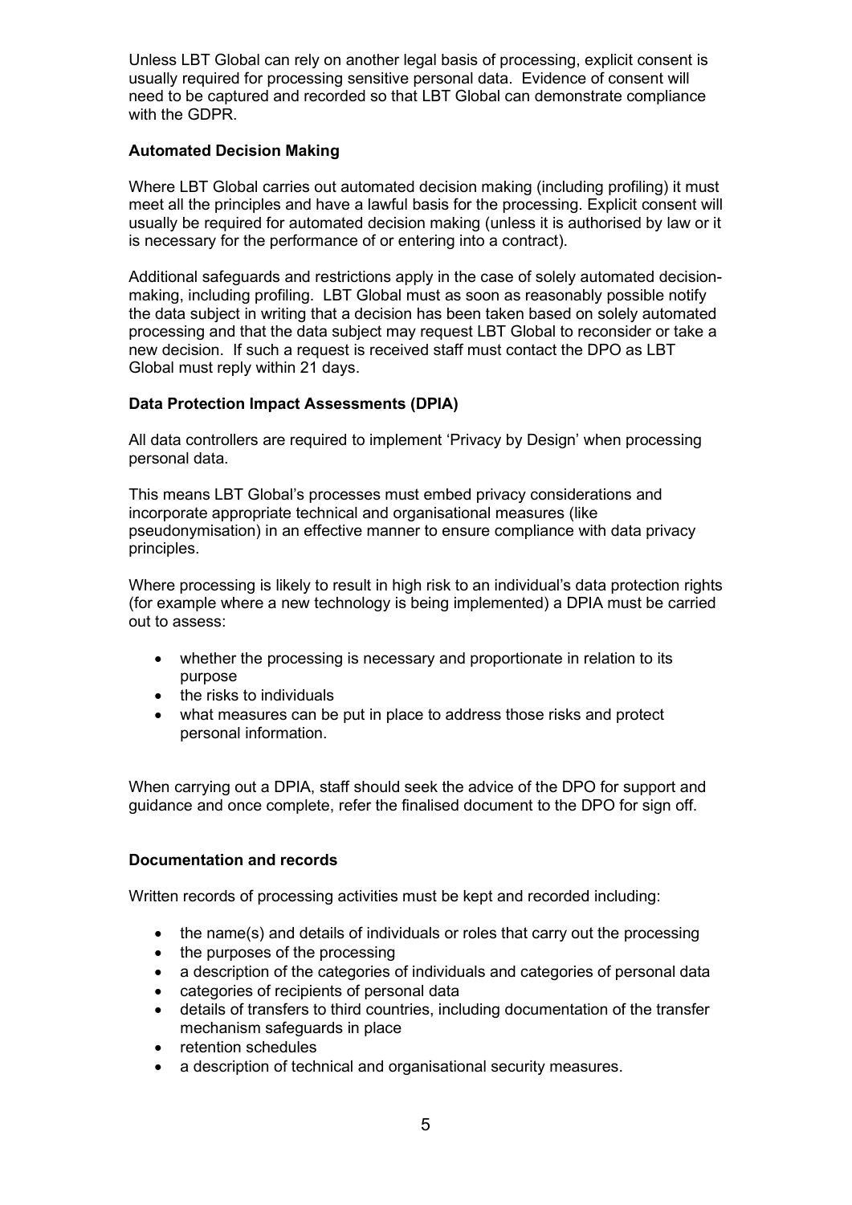Unless LBT Global can rely on another legal basis of processing, explicit consent is usually required for processing sensitive personal data. Evidence of consent will need to be captured and recorded so that LBT Global can demonstrate compliance with the GDPR.

**Automated Decision Making**

Where LBT Global carries out automated decision making (including profiling) it must meet all the principles and have a lawful basis for the processing. Explicit consent will usually be required for automated decision making (unless it is authorised by law or it is necessary for the performance of or entering into a contract).

Additional safeguards and restrictions apply in the case of solely automated decision-making, including profiling. LBT Global must as soon as reasonably possible notify the data subject in writing that a decision has been taken based on solely automated processing and that the data subject may request LBT Global to reconsider or take a new decision. If such a request is received staff must contact the DPO as LBT Global must reply within 21 days.

**Data Protection Impact Assessments (DPIA)**

All data controllers are required to implement 'Privacy by Design' when processing personal data.

This means LBT Global's processes must embed privacy considerations and incorporate appropriate technical and organisational measures (like pseudonymisation) in an effective manner to ensure compliance with data privacy principles.

Where processing is likely to result in high risk to an individual's data protection rights (for example where a new technology is being implemented) a DPIA must be carried out to assess:

- whether the processing is necessary and proportionate in relation to its purpose
- the risks to individuals
- what measures can be put in place to address those risks and protect personal information.

When carrying out a DPIA, staff should seek the advice of the DPO for support and guidance and once complete, refer the finalised document to the DPO for sign off.

**Documentation and records**

Written records of processing activities must be kept and recorded including:

- the name(s) and details of individuals or roles that carry out the processing
- the purposes of the processing
- a description of the categories of individuals and categories of personal data
- categories of recipients of personal data
- details of transfers to third countries, including documentation of the transfer mechanism safeguards in place
- retention schedules
- a description of technical and organisational security measures.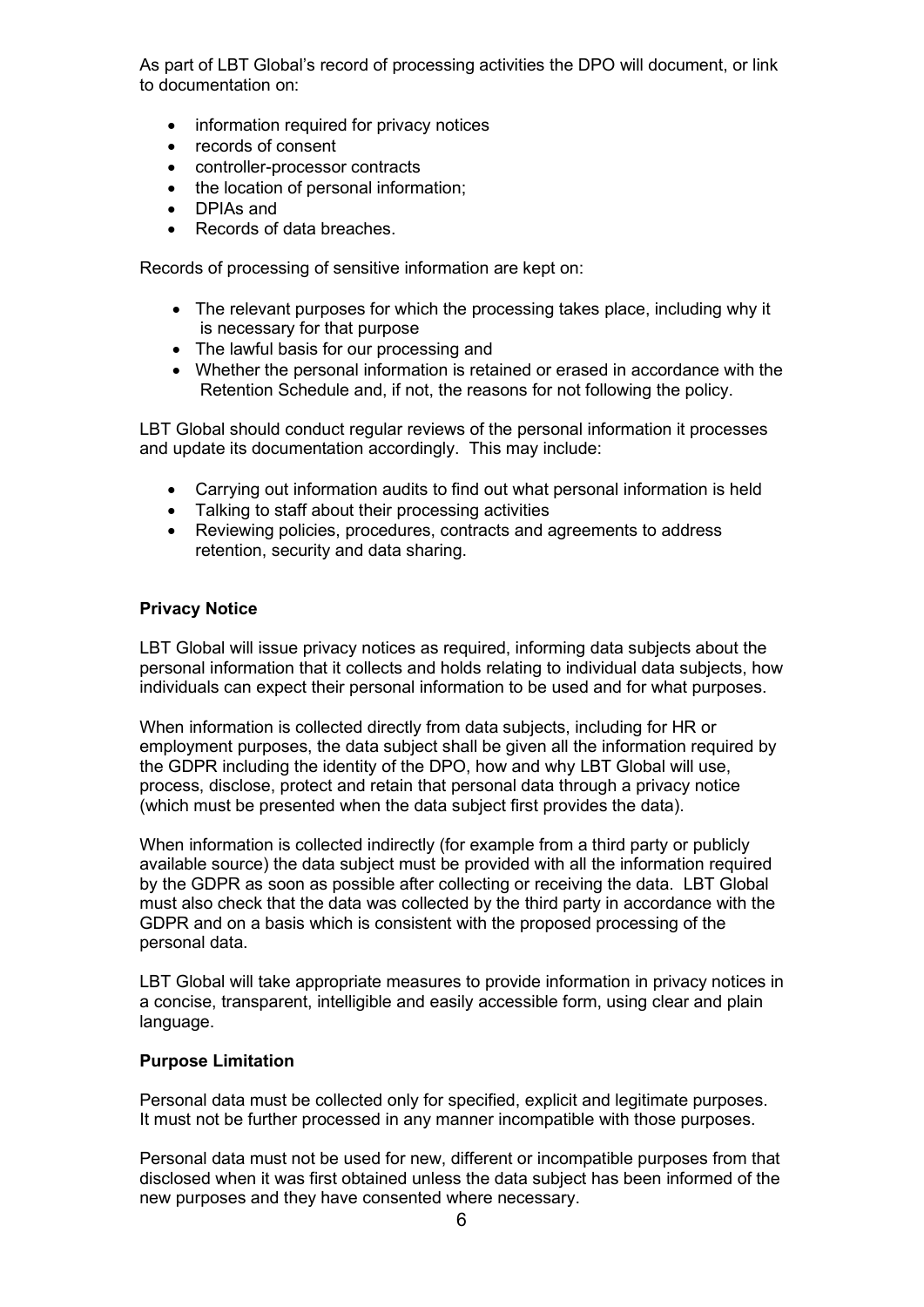As part of LBT Global's record of processing activities the DPO will document, or link to documentation on:

- information required for privacy notices
- records of consent
- controller-processor contracts
- the location of personal information;
- DPIAs and
- Records of data breaches.

Records of processing of sensitive information are kept on:

- The relevant purposes for which the processing takes place, including why it is necessary for that purpose
- The lawful basis for our processing and
- Whether the personal information is retained or erased in accordance with the Retention Schedule and, if not, the reasons for not following the policy.

LBT Global should conduct regular reviews of the personal information it processes and update its documentation accordingly. This may include:

- Carrying out information audits to find out what personal information is held
- Talking to staff about their processing activities
- Reviewing policies, procedures, contracts and agreements to address retention, security and data sharing.

**Privacy Notice**

LBT Global will issue privacy notices as required, informing data subjects about the personal information that it collects and holds relating to individual data subjects, how individuals can expect their personal information to be used and for what purposes.

When information is collected directly from data subjects, including for HR or employment purposes, the data subject shall be given all the information required by the GDPR including the identity of the DPO, how and why LBT Global will use, process, disclose, protect and retain that personal data through a privacy notice (which must be presented when the data subject first provides the data).

When information is collected indirectly (for example from a third party or publicly available source) the data subject must be provided with all the information required by the GDPR as soon as possible after collecting or receiving the data. LBT Global must also check that the data was collected by the third party in accordance with the GDPR and on a basis which is consistent with the proposed processing of the personal data.

LBT Global will take appropriate measures to provide information in privacy notices in a concise, transparent, intelligible and easily accessible form, using clear and plain language.

**Purpose Limitation**

Personal data must be collected only for specified, explicit and legitimate purposes. It must not be further processed in any manner incompatible with those purposes.

Personal data must not be used for new, different or incompatible purposes from that disclosed when it was first obtained unless the data subject has been informed of the new purposes and they have consented where necessary.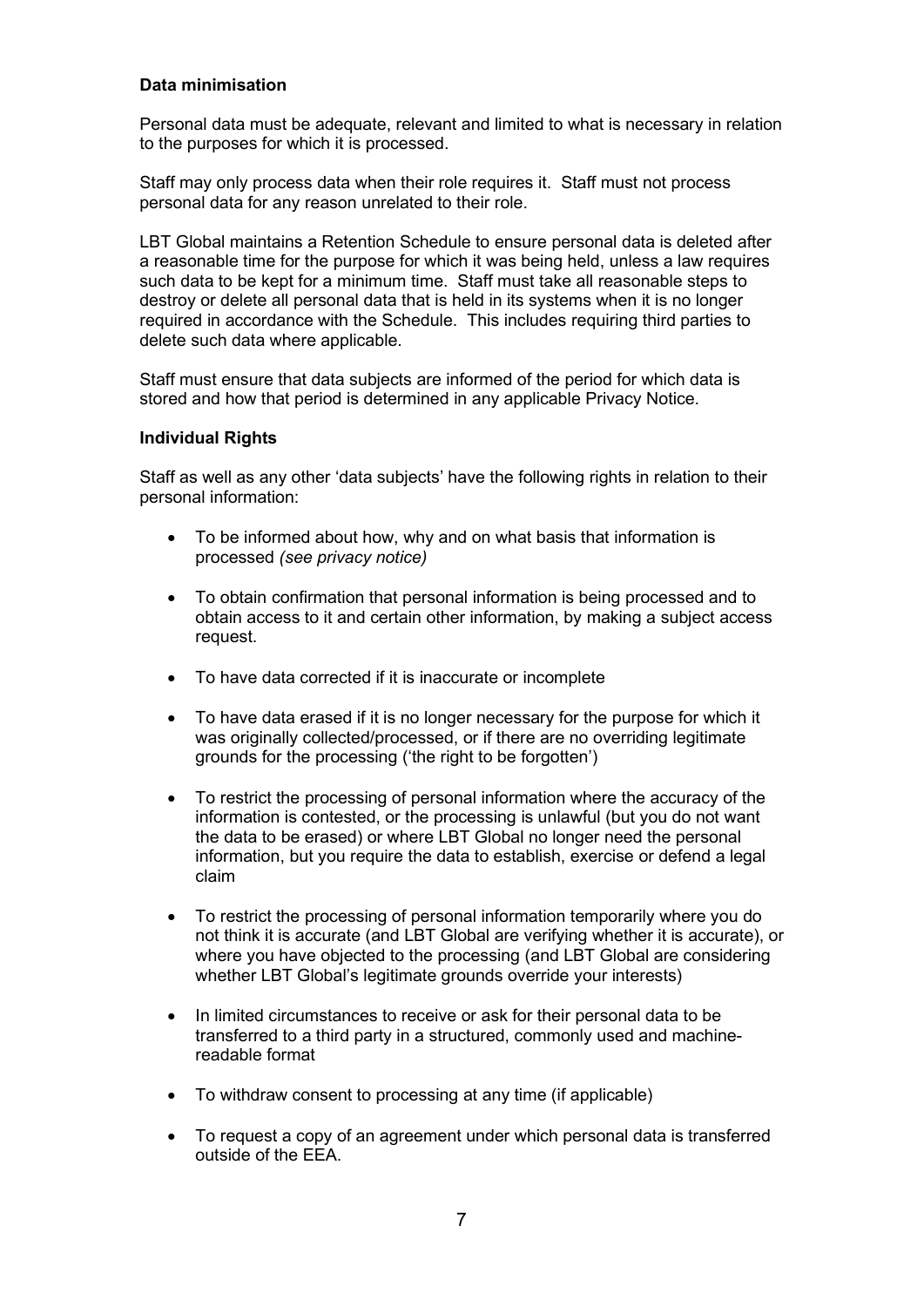**Data minimisation**

Personal data must be adequate, relevant and limited to what is necessary in relation to the purposes for which it is processed.

Staff may only process data when their role requires it. Staff must not process personal data for any reason unrelated to their role.

LBT Global maintains a Retention Schedule to ensure personal data is deleted after a reasonable time for the purpose for which it was being held, unless a law requires such data to be kept for a minimum time. Staff must take all reasonable steps to destroy or delete all personal data that is held in its systems when it is no longer required in accordance with the Schedule. This includes requiring third parties to delete such data where applicable.

Staff must ensure that data subjects are informed of the period for which data is stored and how that period is determined in any applicable Privacy Notice.

**Individual Rights**

Staff as well as any other 'data subjects' have the following rights in relation to their personal information:

- To be informed about how, why and on what basis that information is processed *(see privacy notice)*
- To obtain confirmation that personal information is being processed and to obtain access to it and certain other information, by making a subject access request.
- To have data corrected if it is inaccurate or incomplete
- To have data erased if it is no longer necessary for the purpose for which it was originally collected/processed, or if there are no overriding legitimate grounds for the processing ('the right to be forgotten')
- To restrict the processing of personal information where the accuracy of the information is contested, or the processing is unlawful (but you do not want the data to be erased) or where LBT Global no longer need the personal information, but you require the data to establish, exercise or defend a legal claim
- To restrict the processing of personal information temporarily where you do not think it is accurate (and LBT Global are verifying whether it is accurate), or where you have objected to the processing (and LBT Global are considering whether LBT Global's legitimate grounds override your interests)
- In limited circumstances to receive or ask for their personal data to be transferred to a third party in a structured, commonly used and machine-readable format
- To withdraw consent to processing at any time (if applicable)
- To request a copy of an agreement under which personal data is transferred outside of the EEA.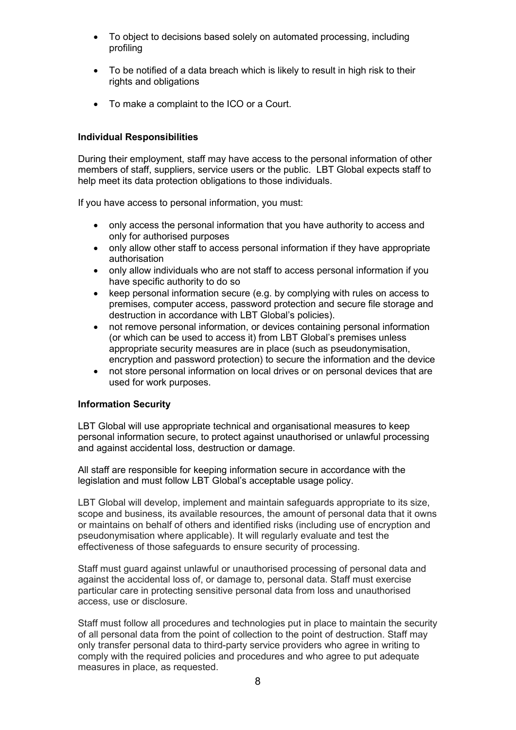- To object to decisions based solely on automated processing, including profiling
- To be notified of a data breach which is likely to result in high risk to their rights and obligations
- To make a complaint to the ICO or a Court.

**Individual Responsibilities**

During their employment, staff may have access to the personal information of other members of staff, suppliers, service users or the public. LBT Global expects staff to help meet its data protection obligations to those individuals.

If you have access to personal information, you must:

- only access the personal information that you have authority to access and only for authorised purposes
- only allow other staff to access personal information if they have appropriate authorisation
- only allow individuals who are not staff to access personal information if you have specific authority to do so
- keep personal information secure (e.g. by complying with rules on access to premises, computer access, password protection and secure file storage and destruction in accordance with LBT Global's policies).
- not remove personal information, or devices containing personal information (or which can be used to access it) from LBT Global's premises unless appropriate security measures are in place (such as pseudonymisation, encryption and password protection) to secure the information and the device
- not store personal information on local drives or on personal devices that are used for work purposes.

**Information Security**

LBT Global will use appropriate technical and organisational measures to keep personal information secure, to protect against unauthorised or unlawful processing and against accidental loss, destruction or damage.

All staff are responsible for keeping information secure in accordance with the legislation and must follow LBT Global's acceptable usage policy.

LBT Global will develop, implement and maintain safeguards appropriate to its size, scope and business, its available resources, the amount of personal data that it owns or maintains on behalf of others and identified risks (including use of encryption and pseudonymisation where applicable). It will regularly evaluate and test the effectiveness of those safeguards to ensure security of processing.

Staff must guard against unlawful or unauthorised processing of personal data and against the accidental loss of, or damage to, personal data. Staff must exercise particular care in protecting sensitive personal data from loss and unauthorised access, use or disclosure.

Staff must follow all procedures and technologies put in place to maintain the security of all personal data from the point of collection to the point of destruction. Staff may only transfer personal data to third-party service providers who agree in writing to comply with the required policies and procedures and who agree to put adequate measures in place, as requested.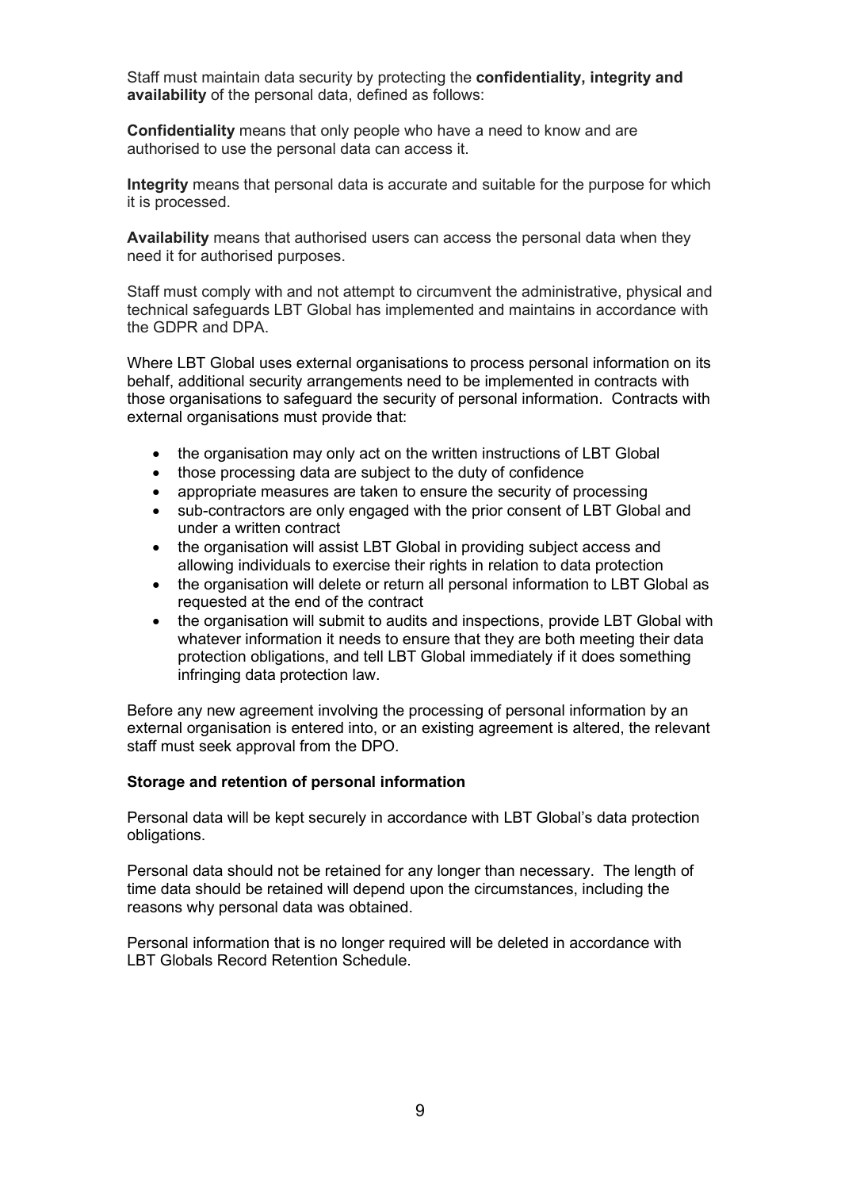Staff must maintain data security by protecting the **confidentiality, integrity and availability** of the personal data, defined as follows:

**Confidentiality** means that only people who have a need to know and are authorised to use the personal data can access it.

**Integrity** means that personal data is accurate and suitable for the purpose for which it is processed.

**Availability** means that authorised users can access the personal data when they need it for authorised purposes.

Staff must comply with and not attempt to circumvent the administrative, physical and technical safeguards LBT Global has implemented and maintains in accordance with the GDPR and DPA.

Where LBT Global uses external organisations to process personal information on its behalf, additional security arrangements need to be implemented in contracts with those organisations to safeguard the security of personal information. Contracts with external organisations must provide that:

- the organisation may only act on the written instructions of LBT Global
- those processing data are subject to the duty of confidence
- appropriate measures are taken to ensure the security of processing
- sub-contractors are only engaged with the prior consent of LBT Global and under a written contract
- the organisation will assist LBT Global in providing subject access and allowing individuals to exercise their rights in relation to data protection
- the organisation will delete or return all personal information to LBT Global as requested at the end of the contract
- the organisation will submit to audits and inspections, provide LBT Global with whatever information it needs to ensure that they are both meeting their data protection obligations, and tell LBT Global immediately if it does something infringing data protection law.

Before any new agreement involving the processing of personal information by an external organisation is entered into, or an existing agreement is altered, the relevant staff must seek approval from the DPO.

**Storage and retention of personal information**

Personal data will be kept securely in accordance with LBT Global's data protection obligations.

Personal data should not be retained for any longer than necessary. The length of time data should be retained will depend upon the circumstances, including the reasons why personal data was obtained.

Personal information that is no longer required will be deleted in accordance with LBT Globals Record Retention Schedule.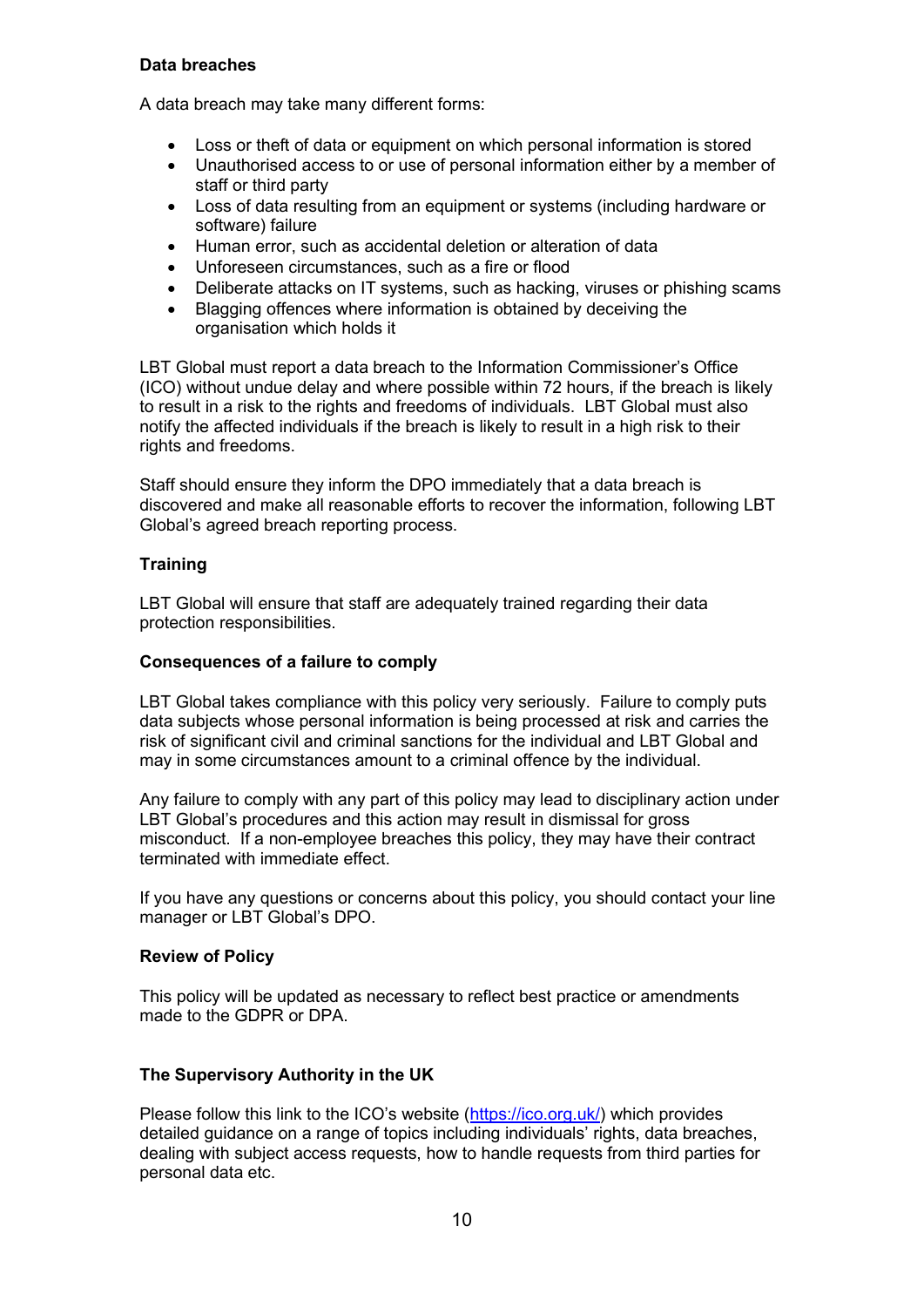**Data breaches**

A data breach may take many different forms:

- Loss or theft of data or equipment on which personal information is stored
- Unauthorised access to or use of personal information either by a member of staff or third party
- Loss of data resulting from an equipment or systems (including hardware or software) failure
- Human error, such as accidental deletion or alteration of data
- Unforeseen circumstances, such as a fire or flood
- Deliberate attacks on IT systems, such as hacking, viruses or phishing scams
- Blagging offences where information is obtained by deceiving the organisation which holds it

LBT Global must report a data breach to the Information Commissioner's Office (ICO) without undue delay and where possible within 72 hours, if the breach is likely to result in a risk to the rights and freedoms of individuals. LBT Global must also notify the affected individuals if the breach is likely to result in a high risk to their rights and freedoms.

Staff should ensure they inform the DPO immediately that a data breach is discovered and make all reasonable efforts to recover the information, following LBT Global's agreed breach reporting process.

**Training**

LBT Global will ensure that staff are adequately trained regarding their data protection responsibilities.

**Consequences of a failure to comply**

LBT Global takes compliance with this policy very seriously. Failure to comply puts data subjects whose personal information is being processed at risk and carries the risk of significant civil and criminal sanctions for the individual and LBT Global and may in some circumstances amount to a criminal offence by the individual.

Any failure to comply with any part of this policy may lead to disciplinary action under LBT Global's procedures and this action may result in dismissal for gross misconduct. If a non-employee breaches this policy, they may have their contract terminated with immediate effect.

If you have any questions or concerns about this policy, you should contact your line manager or LBT Global's DPO.

**Review of Policy**

This policy will be updated as necessary to reflect best practice or amendments made to the GDPR or DPA.

**The Supervisory Authority in the UK**

Please follow this link to the ICO's website (https://ico.org.uk/) which provides detailed guidance on a range of topics including individuals' rights, data breaches, dealing with subject access requests, how to handle requests from third parties for personal data etc.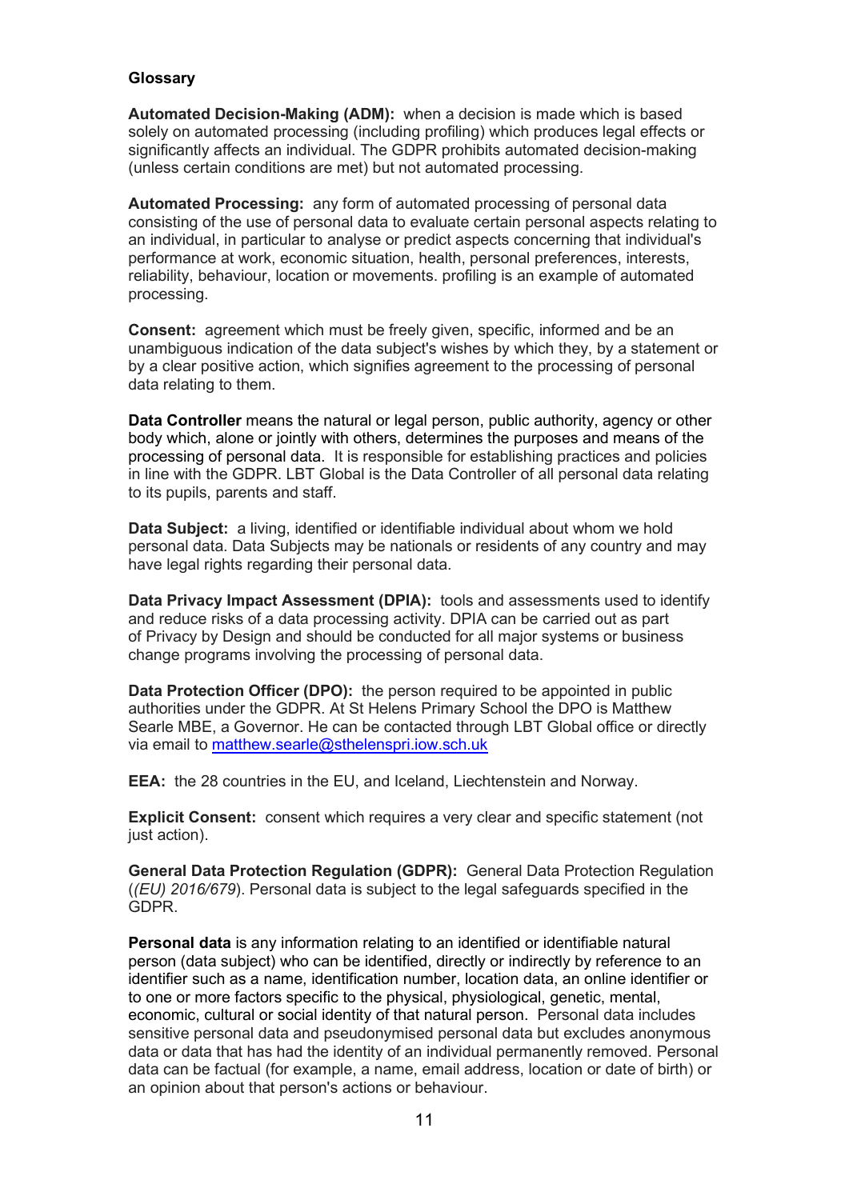**Glossary**

**Automated Decision-Making (ADM):** when a decision is made which is based solely on automated processing (including profiling) which produces legal effects or significantly affects an individual. The GDPR prohibits automated decision-making (unless certain conditions are met) but not automated processing.

**Automated Processing:** any form of automated processing of personal data consisting of the use of personal data to evaluate certain personal aspects relating to an individual, in particular to analyse or predict aspects concerning that individual's performance at work, economic situation, health, personal preferences, interests, reliability, behaviour, location or movements. profiling is an example of automated processing.

**Consent:** agreement which must be freely given, specific, informed and be an unambiguous indication of the data subject's wishes by which they, by a statement or by a clear positive action, which signifies agreement to the processing of personal data relating to them.

**Data Controller** means the natural or legal person, public authority, agency or other body which, alone or jointly with others, determines the purposes and means of the processing of personal data. It is responsible for establishing practices and policies in line with the GDPR. LBT Global is the Data Controller of all personal data relating to its pupils, parents and staff.

**Data Subject:** a living, identified or identifiable individual about whom we hold personal data. Data Subjects may be nationals or residents of any country and may have legal rights regarding their personal data.

**Data Privacy Impact Assessment (DPIA):** tools and assessments used to identify and reduce risks of a data processing activity. DPIA can be carried out as part of Privacy by Design and should be conducted for all major systems or business change programs involving the processing of personal data.

**Data Protection Officer (DPO):** the person required to be appointed in public authorities under the GDPR. At St Helens Primary School the DPO is Matthew Searle MBE, a Governor. He can be contacted through LBT Global office or directly via email to matthew.searle@sthelenspri.iow.sch.uk

**EEA:** the 28 countries in the EU, and Iceland, Liechtenstein and Norway.

**Explicit Consent:** consent which requires a very clear and specific statement (not just action).

**General Data Protection Regulation (GDPR):** General Data Protection Regulation (*(EU) 2016/679*). Personal data is subject to the legal safeguards specified in the GDPR.

**Personal data** is any information relating to an identified or identifiable natural person (data subject) who can be identified, directly or indirectly by reference to an identifier such as a name, identification number, location data, an online identifier or to one or more factors specific to the physical, physiological, genetic, mental, economic, cultural or social identity of that natural person. Personal data includes sensitive personal data and pseudonymised personal data but excludes anonymous data or data that has had the identity of an individual permanently removed. Personal data can be factual (for example, a name, email address, location or date of birth) or an opinion about that person's actions or behaviour.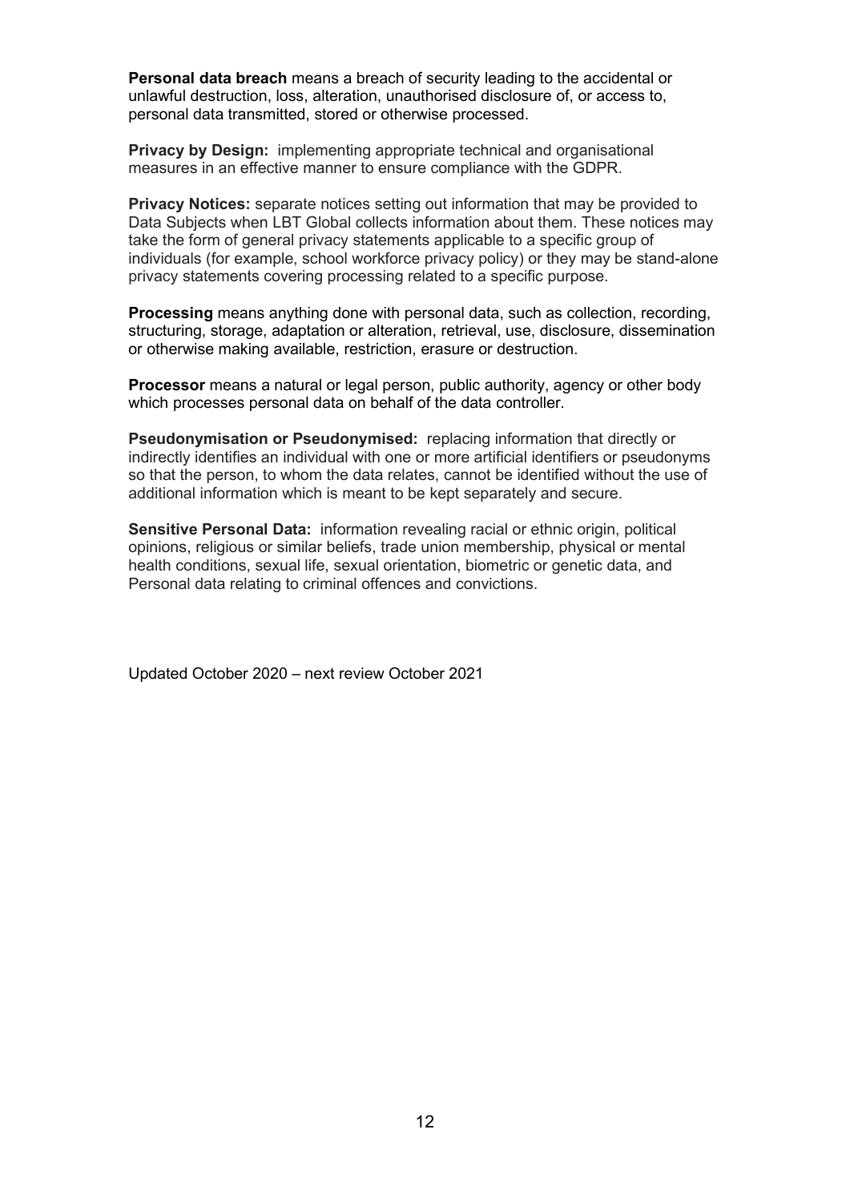**Personal data breach** means a breach of security leading to the accidental or unlawful destruction, loss, alteration, unauthorised disclosure of, or access to, personal data transmitted, stored or otherwise processed.

**Privacy by Design:** implementing appropriate technical and organisational measures in an effective manner to ensure compliance with the GDPR.

**Privacy Notices:** separate notices setting out information that may be provided to Data Subjects when LBT Global collects information about them. These notices may take the form of general privacy statements applicable to a specific group of individuals (for example, school workforce privacy policy) or they may be stand-alone privacy statements covering processing related to a specific purpose.

**Processing** means anything done with personal data, such as collection, recording, structuring, storage, adaptation or alteration, retrieval, use, disclosure, dissemination or otherwise making available, restriction, erasure or destruction.

**Processor** means a natural or legal person, public authority, agency or other body which processes personal data on behalf of the data controller.

**Pseudonymisation or Pseudonymised:** replacing information that directly or indirectly identifies an individual with one or more artificial identifiers or pseudonyms so that the person, to whom the data relates, cannot be identified without the use of additional information which is meant to be kept separately and secure.

**Sensitive Personal Data:** information revealing racial or ethnic origin, political opinions, religious or similar beliefs, trade union membership, physical or mental health conditions, sexual life, sexual orientation, biometric or genetic data, and Personal data relating to criminal offences and convictions.

Updated October 2020 – next review October 2021